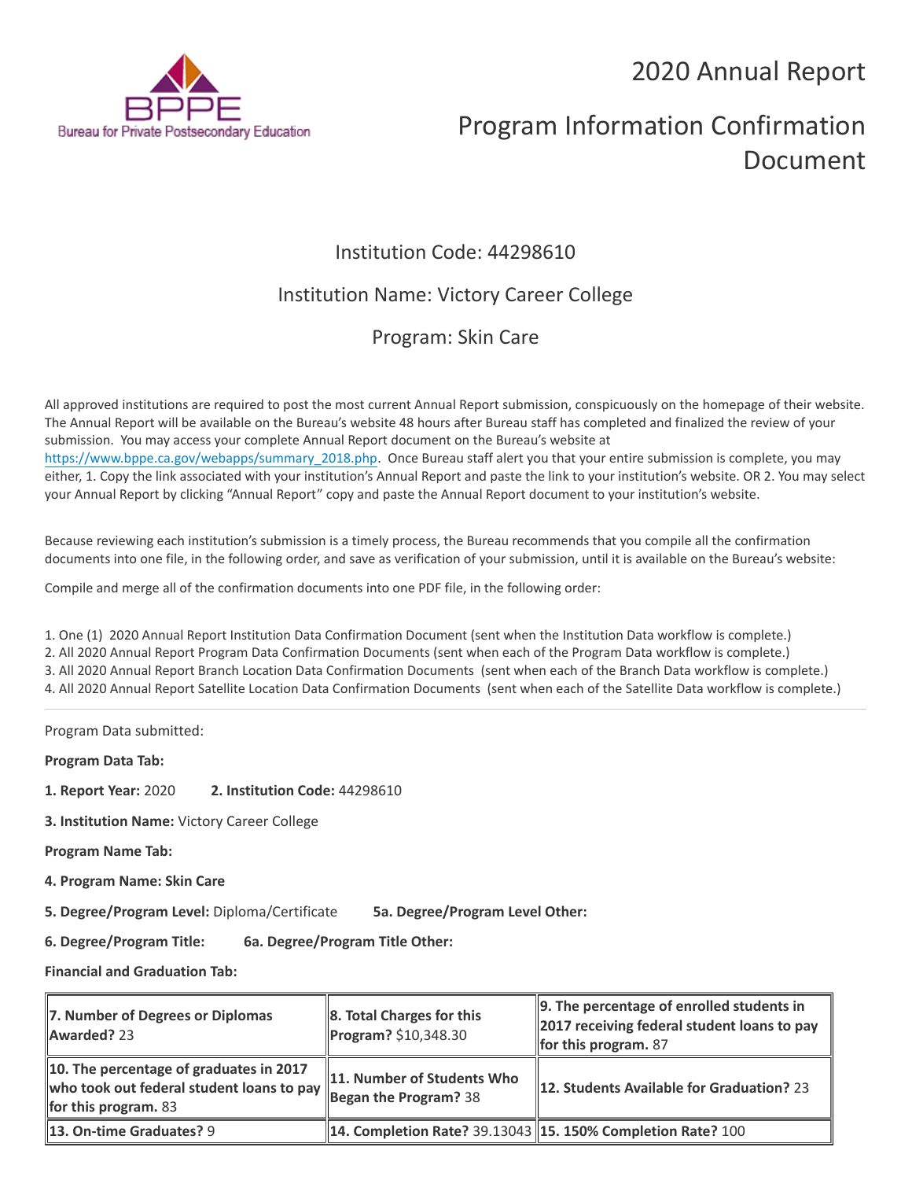# 2020 Annual Report

# Program Information Confirmation Document

## Institution Code: 44298610

## Institution Name: Victory Career College

## Program: Skin Care

All approved institutions are required to post the most current Annual Report submission, conspicuously on the homepage of their website. The Annual Report will be available on the Bureau's website 48 hours after Bureau staff has completed and finalized the review of your submission. You may access your complete Annual Report document on the Bureau's website at https://www.bppe.ca.gov/webapps/summary_2018.php. Once Bureau staff alert you that your entire submission is complete, you may either, 1. Copy the link associated with your institution's Annual Report and paste the link to your institution's website. OR 2. You may select your Annual Report by clicking "Annual Report" copy and paste the Annual Report document to your institution's website.

Because reviewing each institution's submission is a timely process, the Bureau recommends that you compile all the confirmation documents into one file, in the following order, and save as verification of your submission, until it is available on the Bureau's website:

Compile and merge all of the confirmation documents into one PDF file, in the following order:

1. One (1) 2020 Annual Report Institution Data Confirmation Document (sent when the Institution Data workflow is complete.)
2. All 2020 Annual Report Program Data Confirmation Documents (sent when each of the Program Data workflow is complete.)
3. All 2020 Annual Report Branch Location Data Confirmation Documents (sent when each of the Branch Data workflow is complete.)
4. All 2020 Annual Report Satellite Location Data Confirmation Documents (sent when each of the Satellite Data workflow is complete.)

---

Program Data submitted:

**Program Data Tab:**

**1. Report Year:** 2020 **2. Institution Code:** 44298610

**3. Institution Name:** Victory Career College

**Program Name Tab:**

**4. Program Name: Skin Care**

**5. Degree/Program Level:** Diploma/Certificate **5a. Degree/Program Level Other:**

**6. Degree/Program Title:** **6a. Degree/Program Title Other:**

**Financial and Graduation Tab:**

| | | |
|---|---|---|
| **7. Number of Degrees or Diplomas Awarded?** 23 | **8. Total Charges for this Program?** $10,348.30 | **9. The percentage of enrolled students in 2017 receiving federal student loans to pay for this program.** 87 |
| **10. The percentage of graduates in 2017 who took out federal student loans to pay for this program.** 83 | **11. Number of Students Who Began the Program?** 38 | **12. Students Available for Graduation?** 23 |
| **13. On-time Graduates?** 9 | **14. Completion Rate?** 39.13043 | **15. 150% Completion Rate?** 100 |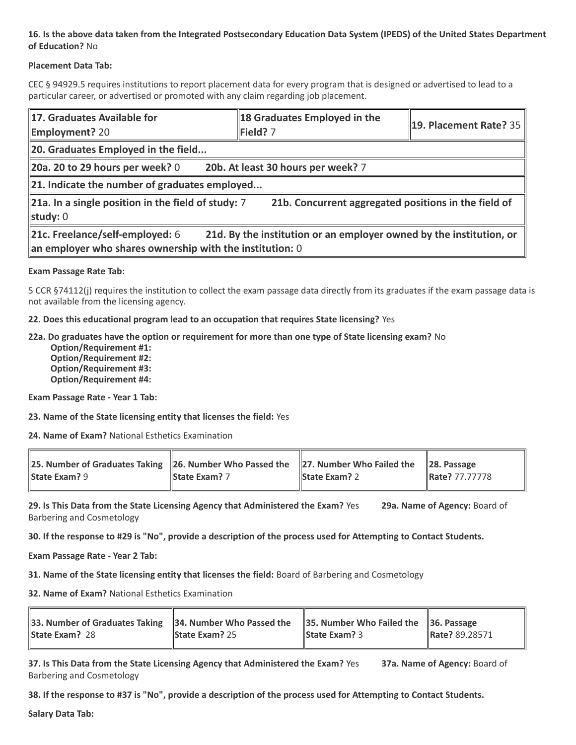**16. Is the above data taken from the Integrated Postsecondary Education Data System (IPEDS) of the United States Department of Education?** No

**Placement Data Tab:**

CEC § 94929.5 requires institutions to report placement data for every program that is designed or advertised to lead to a particular career, or advertised or promoted with any claim regarding job placement.

| **17. Graduates Available for Employment?** 20 | **18 Graduates Employed in the Field?** 7 | **19. Placement Rate?** 35 |
|---|---|---|
| **20. Graduates Employed in the field...** | | |
| **20a. 20 to 29 hours per week?** 0 | **20b. At least 30 hours per week?** 7 | |
| **21. Indicate the number of graduates employed...** | | |
| **21a. In a single position in the field of study:** 7 | **21b. Concurrent aggregated positions in the field of study:** 0 | |
| **21c. Freelance/self-employed:** 6 | **21d. By the institution or an employer owned by the institution, or an employer who shares ownership with the institution:** 0 | |

**Exam Passage Rate Tab:**

5 CCR §74112(j) requires the institution to collect the exam passage data directly from its graduates if the exam passage data is not available from the licensing agency.

**22. Does this educational program lead to an occupation that requires State licensing?** Yes

**22a. Do graduates have the option or requirement for more than one type of State licensing exam?** No
- **Option/Requirement #1:**
- **Option/Requirement #2:**
- **Option/Requirement #3:**
- **Option/Requirement #4:**

**Exam Passage Rate - Year 1 Tab:**

**23. Name of the State licensing entity that licenses the field:** Yes

**24. Name of Exam?** National Esthetics Examination

| **25. Number of Graduates Taking State Exam?** 9 | **26. Number Who Passed the State Exam?** 7 | **27. Number Who Failed the State Exam?** 2 | **28. Passage Rate?** 77.77778 |
|---|---|---|---|

**29. Is This Data from the State Licensing Agency that Administered the Exam?** Yes **29a. Name of Agency:** Board of Barbering and Cosmetology

**30. If the response to #29 is "No", provide a description of the process used for Attempting to Contact Students.**

**Exam Passage Rate - Year 2 Tab:**

**31. Name of the State licensing entity that licenses the field:** Board of Barbering and Cosmetology

**32. Name of Exam?** National Esthetics Examination

| **33. Number of Graduates Taking State Exam?** 28 | **34. Number Who Passed the State Exam?** 25 | **35. Number Who Failed the State Exam?** 3 | **36. Passage Rate?** 89.28571 |
|---|---|---|---|

**37. Is This Data from the State Licensing Agency that Administered the Exam?** Yes **37a. Name of Agency:** Board of Barbering and Cosmetology

**38. If the response to #37 is "No", provide a description of the process used for Attempting to Contact Students.**

**Salary Data Tab:**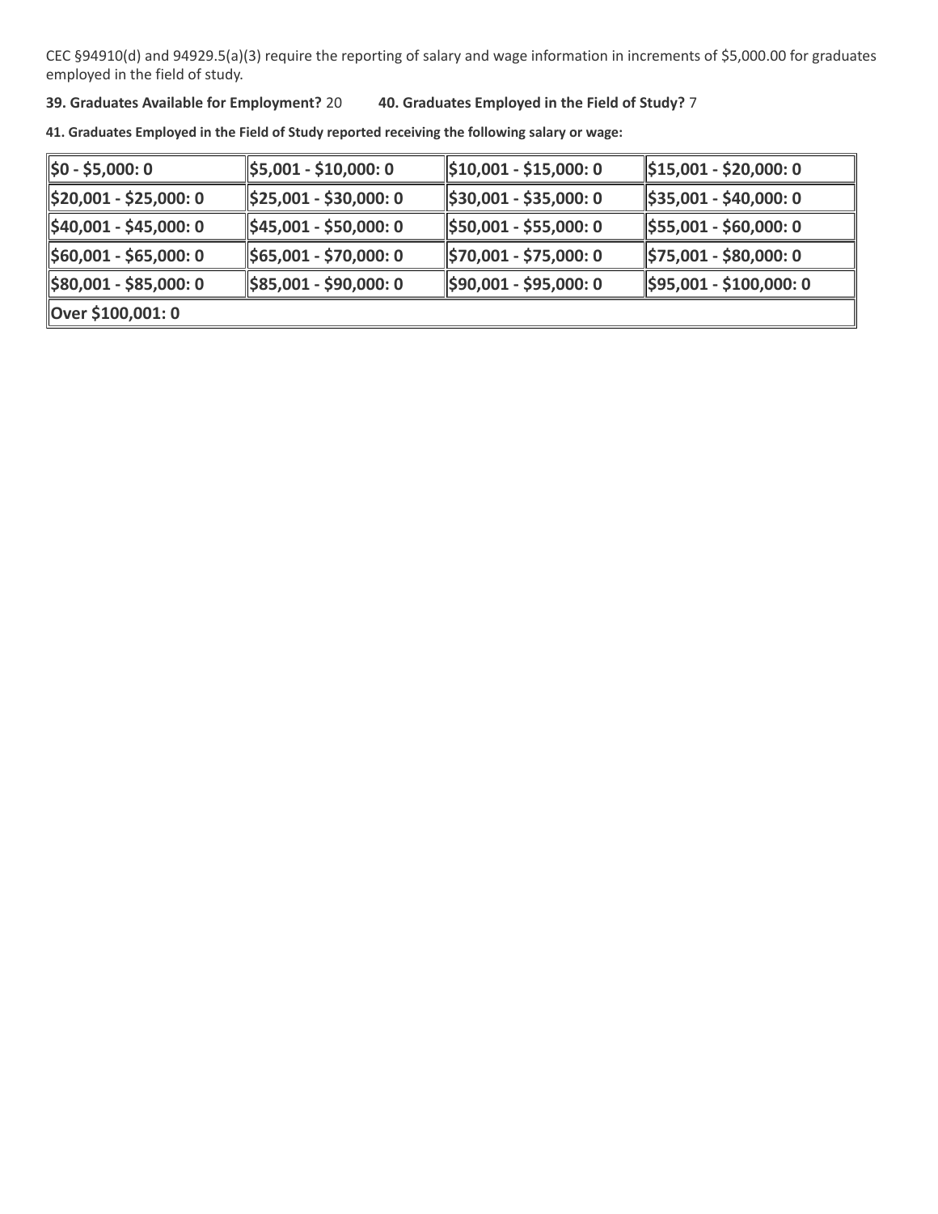CEC §94910(d) and 94929.5(a)(3) require the reporting of salary and wage information in increments of $5,000.00 for graduates employed in the field of study.

**39. Graduates Available for Employment?** 20 **40. Graduates Employed in the Field of Study?** 7

**41. Graduates Employed in the Field of Study reported receiving the following salary or wage:**

| | | | |
|---|---|---|---|
| **$0 - $5,000: 0** | **$5,001 - $10,000: 0** | **$10,001 - $15,000: 0** | **$15,001 - $20,000: 0** |
| **$20,001 - $25,000: 0** | **$25,001 - $30,000: 0** | **$30,001 - $35,000: 0** | **$35,001 - $40,000: 0** |
| **$40,001 - $45,000: 0** | **$45,001 - $50,000: 0** | **$50,001 - $55,000: 0** | **$55,001 - $60,000: 0** |
| **$60,001 - $65,000: 0** | **$65,001 - $70,000: 0** | **$70,001 - $75,000: 0** | **$75,001 - $80,000: 0** |
| **$80,001 - $85,000: 0** | **$85,001 - $90,000: 0** | **$90,001 - $95,000: 0** | **$95,001 - $100,000: 0** |
| **Over $100,001: 0** | | | |